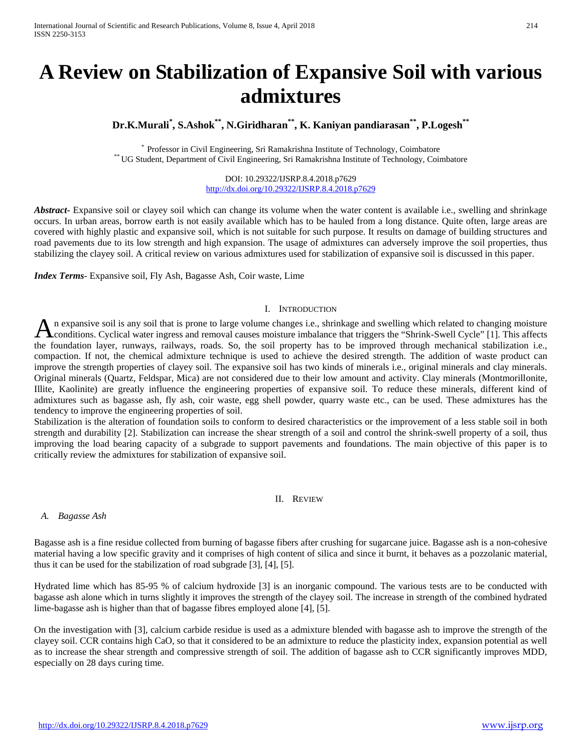# A Review on Stabilization of Expansive Soil with various admixtures

**Dr.K.Murali[*], S.Ashok[**], N.Giridharan[**], K. Kaniyan pandiarasan[**], P.Logesh[**]**

[*] Professor in Civil Engineering, Sri Ramakrishna Institute of Technology, Coimbatore
[**] UG Student, Department of Civil Engineering, Sri Ramakrishna Institute of Technology, Coimbatore

DOI: 10.29322/IJSRP.8.4.2018.p7629
http://dx.doi.org/10.29322/IJSRP.8.4.2018.p7629

***Abstract-*** Expansive soil or clayey soil which can change its volume when the water content is available i.e., swelling and shrinkage occurs. In urban areas, borrow earth is not easily available which has to be hauled from a long distance. Quite often, large areas are covered with highly plastic and expansive soil, which is not suitable for such purpose. It results on damage of building structures and road pavements due to its low strength and high expansion. The usage of admixtures can adversely improve the soil properties, thus stabilizing the clayey soil. A critical review on various admixtures used for stabilization of expansive soil is discussed in this paper.

***Index Terms-*** Expansive soil, Fly Ash, Bagasse Ash, Coir waste, Lime

## I. Introduction

An expansive soil is any soil that is prone to large volume changes i.e., shrinkage and swelling which related to changing moisture conditions. Cyclical water ingress and removal causes moisture imbalance that triggers the "Shrink-Swell Cycle" [1]. This affects the foundation layer, runways, railways, roads. So, the soil property has to be improved through mechanical stabilization i.e., compaction. If not, the chemical admixture technique is used to achieve the desired strength. The addition of waste product can improve the strength properties of clayey soil. The expansive soil has two kinds of minerals i.e., original minerals and clay minerals. Original minerals (Quartz, Feldspar, Mica) are not considered due to their low amount and activity. Clay minerals (Montmorillonite, Illite, Kaolinite) are greatly influence the engineering properties of expansive soil. To reduce these minerals, different kind of admixtures such as bagasse ash, fly ash, coir waste, egg shell powder, quarry waste etc., can be used. These admixtures has the tendency to improve the engineering properties of soil.

Stabilization is the alteration of foundation soils to conform to desired characteristics or the improvement of a less stable soil in both strength and durability [2]. Stabilization can increase the shear strength of a soil and control the shrink-swell property of a soil, thus improving the load bearing capacity of a subgrade to support pavements and foundations. The main objective of this paper is to critically review the admixtures for stabilization of expansive soil.

## II. Review

### *A. Bagasse Ash*

Bagasse ash is a fine residue collected from burning of bagasse fibers after crushing for sugarcane juice. Bagasse ash is a non-cohesive material having a low specific gravity and it comprises of high content of silica and since it burnt, it behaves as a pozzolanic material, thus it can be used for the stabilization of road subgrade [3], [4], [5].

Hydrated lime which has 85-95 % of calcium hydroxide [3] is an inorganic compound. The various tests are to be conducted with bagasse ash alone which in turns slightly it improves the strength of the clayey soil. The increase in strength of the combined hydrated lime-bagasse ash is higher than that of bagasse fibres employed alone [4], [5].

On the investigation with [3], calcium carbide residue is used as a admixture blended with bagasse ash to improve the strength of the clayey soil. CCR contains high CaO, so that it considered to be an admixture to reduce the plasticity index, expansion potential as well as to increase the shear strength and compressive strength of soil. The addition of bagasse ash to CCR significantly improves MDD, especially on 28 days curing time.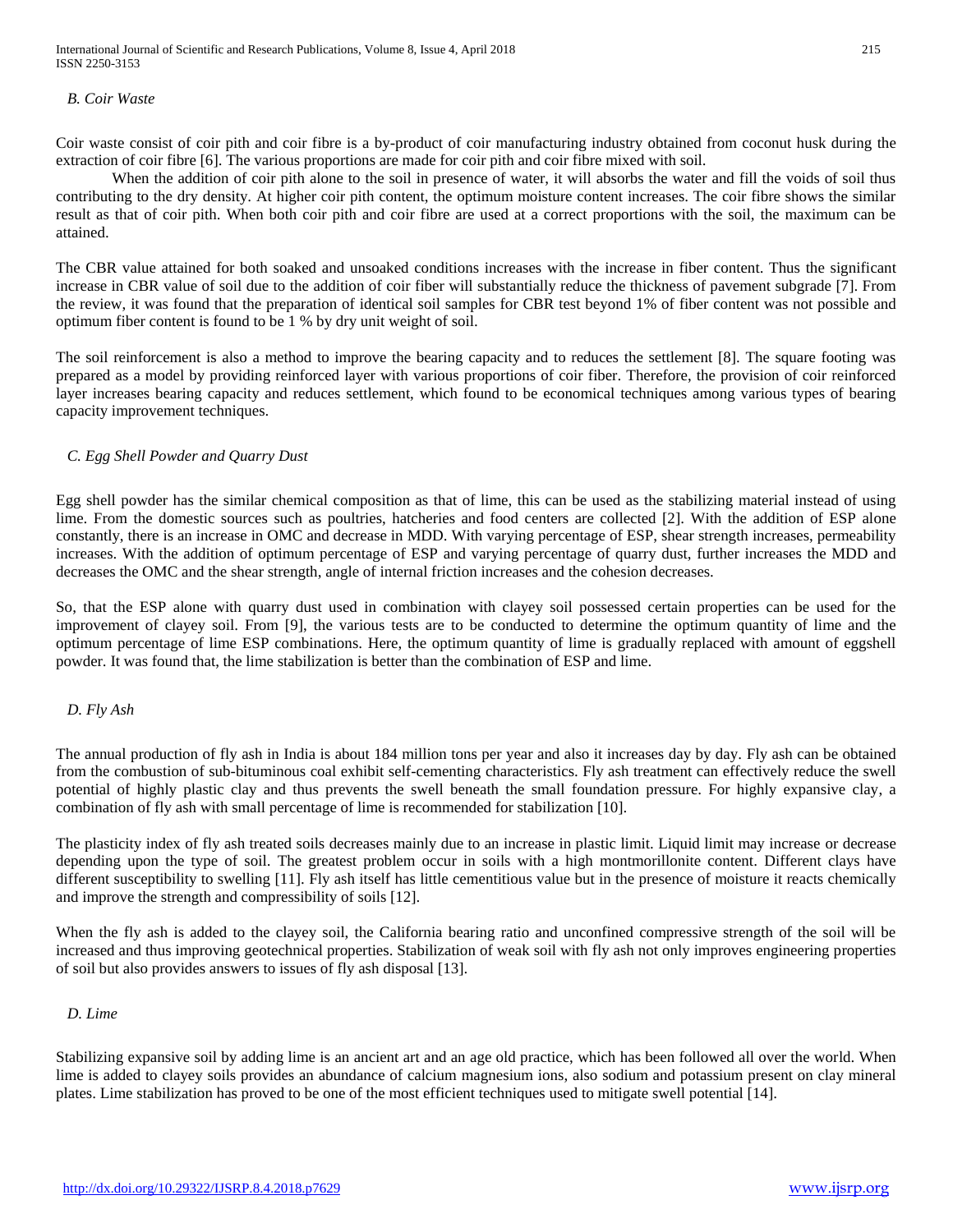### *B. Coir Waste*

Coir waste consist of coir pith and coir fibre is a by-product of coir manufacturing industry obtained from coconut husk during the extraction of coir fibre [6]. The various proportions are made for coir pith and coir fibre mixed with soil.

When the addition of coir pith alone to the soil in presence of water, it will absorbs the water and fill the voids of soil thus contributing to the dry density. At higher coir pith content, the optimum moisture content increases. The coir fibre shows the similar result as that of coir pith. When both coir pith and coir fibre are used at a correct proportions with the soil, the maximum can be attained.

The CBR value attained for both soaked and unsoaked conditions increases with the increase in fiber content. Thus the significant increase in CBR value of soil due to the addition of coir fiber will substantially reduce the thickness of pavement subgrade [7]. From the review, it was found that the preparation of identical soil samples for CBR test beyond 1% of fiber content was not possible and optimum fiber content is found to be 1 % by dry unit weight of soil.

The soil reinforcement is also a method to improve the bearing capacity and to reduces the settlement [8]. The square footing was prepared as a model by providing reinforced layer with various proportions of coir fiber. Therefore, the provision of coir reinforced layer increases bearing capacity and reduces settlement, which found to be economical techniques among various types of bearing capacity improvement techniques.

### *C. Egg Shell Powder and Quarry Dust*

Egg shell powder has the similar chemical composition as that of lime, this can be used as the stabilizing material instead of using lime. From the domestic sources such as poultries, hatcheries and food centers are collected [2]. With the addition of ESP alone constantly, there is an increase in OMC and decrease in MDD. With varying percentage of ESP, shear strength increases, permeability increases. With the addition of optimum percentage of ESP and varying percentage of quarry dust, further increases the MDD and decreases the OMC and the shear strength, angle of internal friction increases and the cohesion decreases.

So, that the ESP alone with quarry dust used in combination with clayey soil possessed certain properties can be used for the improvement of clayey soil. From [9], the various tests are to be conducted to determine the optimum quantity of lime and the optimum percentage of lime ESP combinations. Here, the optimum quantity of lime is gradually replaced with amount of eggshell powder. It was found that, the lime stabilization is better than the combination of ESP and lime.

### *D. Fly Ash*

The annual production of fly ash in India is about 184 million tons per year and also it increases day by day. Fly ash can be obtained from the combustion of sub-bituminous coal exhibit self-cementing characteristics. Fly ash treatment can effectively reduce the swell potential of highly plastic clay and thus prevents the swell beneath the small foundation pressure. For highly expansive clay, a combination of fly ash with small percentage of lime is recommended for stabilization [10].

The plasticity index of fly ash treated soils decreases mainly due to an increase in plastic limit. Liquid limit may increase or decrease depending upon the type of soil. The greatest problem occur in soils with a high montmorillonite content. Different clays have different susceptibility to swelling [11]. Fly ash itself has little cementitious value but in the presence of moisture it reacts chemically and improve the strength and compressibility of soils [12].

When the fly ash is added to the clayey soil, the California bearing ratio and unconfined compressive strength of the soil will be increased and thus improving geotechnical properties. Stabilization of weak soil with fly ash not only improves engineering properties of soil but also provides answers to issues of fly ash disposal [13].

### *D. Lime*

Stabilizing expansive soil by adding lime is an ancient art and an age old practice, which has been followed all over the world. When lime is added to clayey soils provides an abundance of calcium magnesium ions, also sodium and potassium present on clay mineral plates. Lime stabilization has proved to be one of the most efficient techniques used to mitigate swell potential [14].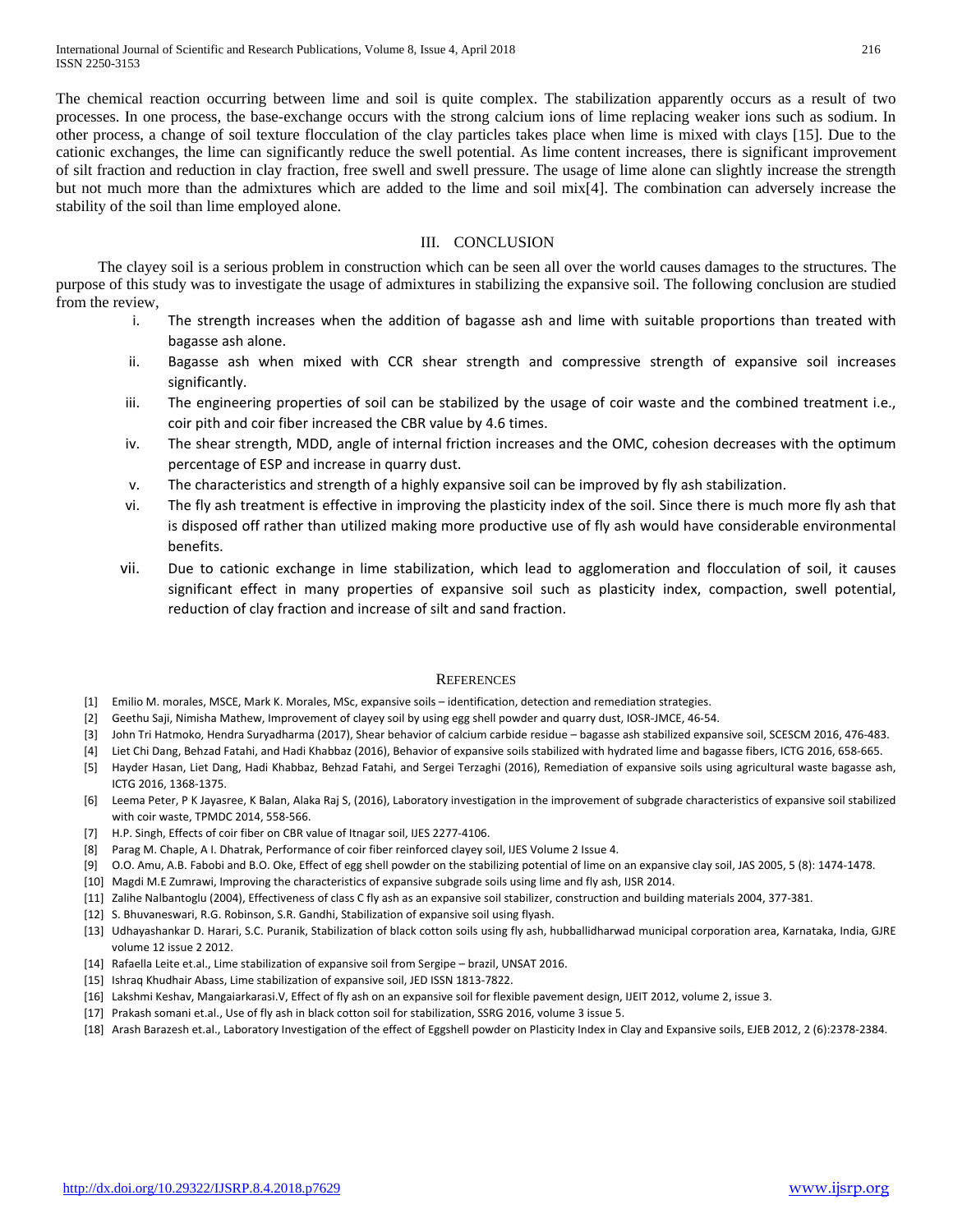The chemical reaction occurring between lime and soil is quite complex. The stabilization apparently occurs as a result of two processes. In one process, the base-exchange occurs with the strong calcium ions of lime replacing weaker ions such as sodium. In other process, a change of soil texture flocculation of the clay particles takes place when lime is mixed with clays [15]. Due to the cationic exchanges, the lime can significantly reduce the swell potential. As lime content increases, there is significant improvement of silt fraction and reduction in clay fraction, free swell and swell pressure. The usage of lime alone can slightly increase the strength but not much more than the admixtures which are added to the lime and soil mix[4]. The combination can adversely increase the stability of the soil than lime employed alone.

## III. CONCLUSION

The clayey soil is a serious problem in construction which can be seen all over the world causes damages to the structures. The purpose of this study was to investigate the usage of admixtures in stabilizing the expansive soil. The following conclusion are studied from the review,

i. The strength increases when the addition of bagasse ash and lime with suitable proportions than treated with bagasse ash alone.

ii. Bagasse ash when mixed with CCR shear strength and compressive strength of expansive soil increases significantly.

iii. The engineering properties of soil can be stabilized by the usage of coir waste and the combined treatment i.e., coir pith and coir fiber increased the CBR value by 4.6 times.

iv. The shear strength, MDD, angle of internal friction increases and the OMC, cohesion decreases with the optimum percentage of ESP and increase in quarry dust.

v. The characteristics and strength of a highly expansive soil can be improved by fly ash stabilization.

vi. The fly ash treatment is effective in improving the plasticity index of the soil. Since there is much more fly ash that is disposed off rather than utilized making more productive use of fly ash would have considerable environmental benefits.

vii. Due to cationic exchange in lime stabilization, which lead to agglomeration and flocculation of soil, it causes significant effect in many properties of expansive soil such as plasticity index, compaction, swell potential, reduction of clay fraction and increase of silt and sand fraction.

## REFERENCES

[1] Emilio M. morales, MSCE, Mark K. Morales, MSc, expansive soils – identification, detection and remediation strategies.

[2] Geethu Saji, Nimisha Mathew, Improvement of clayey soil by using egg shell powder and quarry dust, IOSR-JMCE, 46-54.

[3] John Tri Hatmoko, Hendra Suryadharma (2017), Shear behavior of calcium carbide residue – bagasse ash stabilized expansive soil, SCESCM 2016, 476-483.

[4] Liet Chi Dang, Behzad Fatahi, and Hadi Khabbaz (2016), Behavior of expansive soils stabilized with hydrated lime and bagasse fibers, ICTG 2016, 658-665.

[5] Hayder Hasan, Liet Dang, Hadi Khabbaz, Behzad Fatahi, and Sergei Terzaghi (2016), Remediation of expansive soils using agricultural waste bagasse ash, ICTG 2016, 1368-1375.

[6] Leema Peter, P K Jayasree, K Balan, Alaka Raj S, (2016), Laboratory investigation in the improvement of subgrade characteristics of expansive soil stabilized with coir waste, TPMDC 2014, 558-566.

[7] H.P. Singh, Effects of coir fiber on CBR value of Itnagar soil, IJES 2277-4106.

[8] Parag M. Chaple, A I. Dhatrak, Performance of coir fiber reinforced clayey soil, IJES Volume 2 Issue 4.

[9] O.O. Amu, A.B. Fabobi and B.O. Oke, Effect of egg shell powder on the stabilizing potential of lime on an expansive clay soil, JAS 2005, 5 (8): 1474-1478.

[10] Magdi M.E Zumrawi, Improving the characteristics of expansive subgrade soils using lime and fly ash, IJSR 2014.

[11] Zalihe Nalbantoglu (2004), Effectiveness of class C fly ash as an expansive soil stabilizer, construction and building materials 2004, 377-381.

[12] S. Bhuvaneswari, R.G. Robinson, S.R. Gandhi, Stabilization of expansive soil using flyash.

[13] Udhayashankar D. Harari, S.C. Puranik, Stabilization of black cotton soils using fly ash, hubballidharwad municipal corporation area, Karnataka, India, GJRE volume 12 issue 2 2012.

[14] Rafaella Leite et.al., Lime stabilization of expansive soil from Sergipe – brazil, UNSAT 2016.

[15] Ishraq Khudhair Abass, Lime stabilization of expansive soil, JED ISSN 1813-7822.

[16] Lakshmi Keshav, Mangaiarkarasi.V, Effect of fly ash on an expansive soil for flexible pavement design, IJEIT 2012, volume 2, issue 3.

[17] Prakash somani et.al., Use of fly ash in black cotton soil for stabilization, SSRG 2016, volume 3 issue 5.

[18] Arash Barazesh et.al., Laboratory Investigation of the effect of Eggshell powder on Plasticity Index in Clay and Expansive soils, EJEB 2012, 2 (6):2378-2384.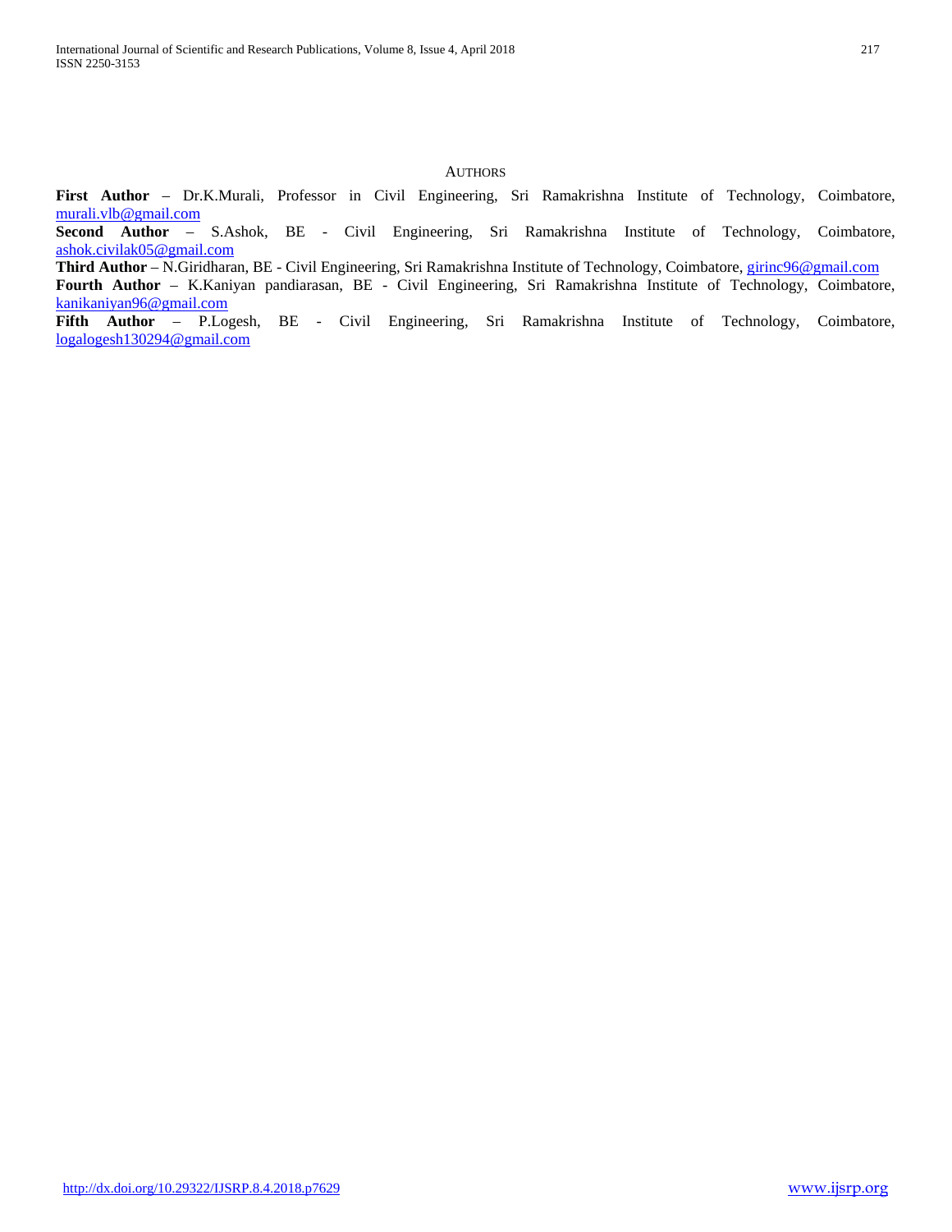## Authors

**First Author** – Dr.K.Murali, Professor in Civil Engineering, Sri Ramakrishna Institute of Technology, Coimbatore, murali.vlb@gmail.com

**Second Author** – S.Ashok, BE - Civil Engineering, Sri Ramakrishna Institute of Technology, Coimbatore, ashok.civilak05@gmail.com

**Third Author** – N.Giridharan, BE - Civil Engineering, Sri Ramakrishna Institute of Technology, Coimbatore, girinc96@gmail.com

**Fourth Author** – K.Kaniyan pandiarasan, BE - Civil Engineering, Sri Ramakrishna Institute of Technology, Coimbatore, kanikaniyan96@gmail.com

**Fifth Author** – P.Logesh, BE - Civil Engineering, Sri Ramakrishna Institute of Technology, Coimbatore, logalogesh130294@gmail.com